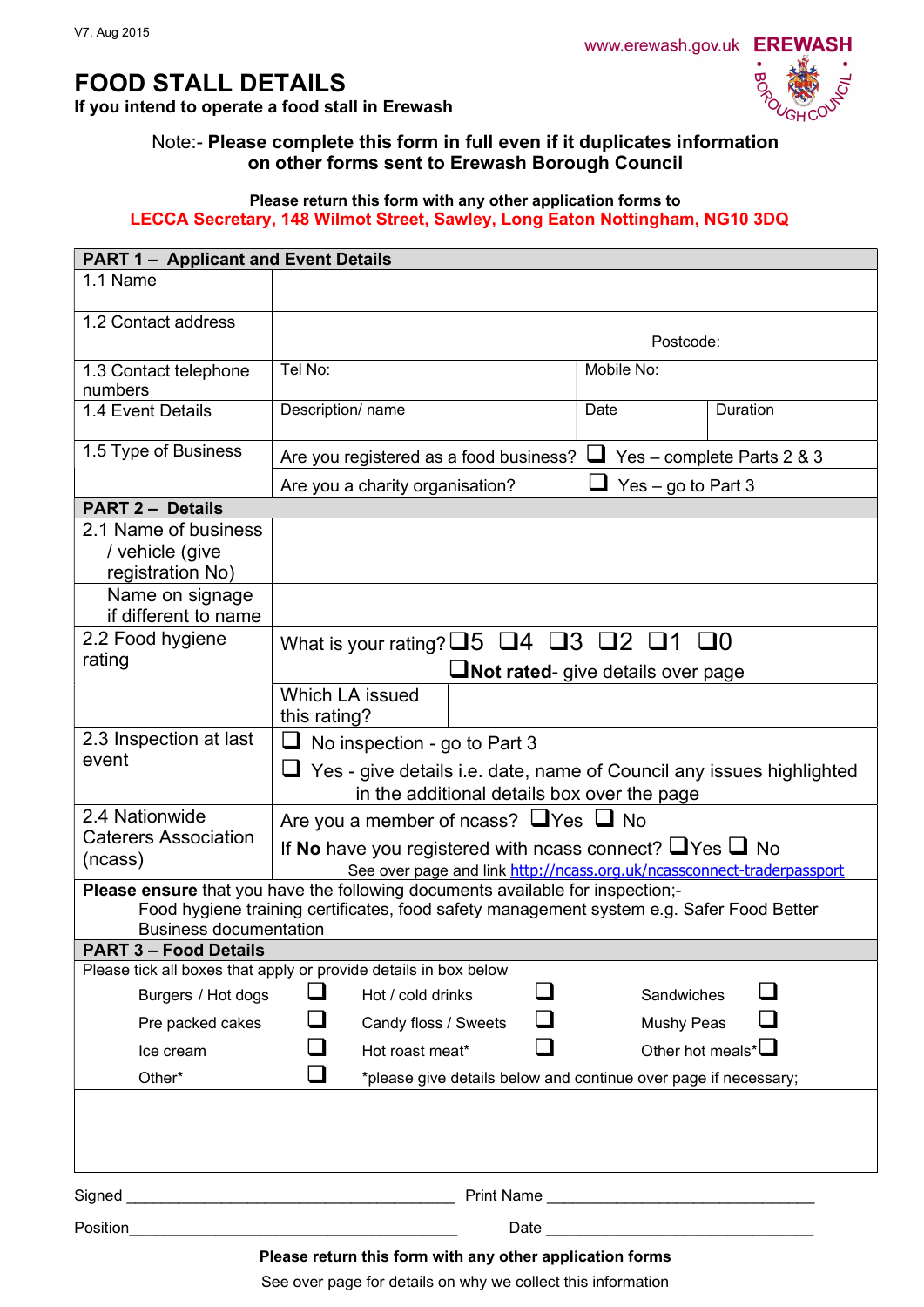V7. Aug 2015

www.erewash.gov.uk **EREWASH** BOROUGH COUNCIL

# FOOD STALL DETAILS

**If you intend to operate a food stall in Erewash**

Note:- **Please complete this form in full even if it duplicates information on other forms sent to Erewash Borough Council**

**Please return this form with any other application forms to**
**LECCA Secretary, 148 Wilmot Street, Sawley, Long Eaton Nottingham, NG10 3DQ**

| **PART 1 – Applicant and Event Details** | | | |
|---|---|---|---|
| 1.1 Name | | | |
| 1.2 Contact address | Postcode: | | |
| 1.3 Contact telephone numbers | Tel No: | Mobile No: | |
| 1.4 Event Details | Description/ name | Date | Duration |
| 1.5 Type of Business | Are you registered as a food business? ❑ Yes – complete Parts 2 & 3 | | |
| | Are you a charity organisation? ❑ Yes – go to Part 3 | | |
| **PART 2 – Details** | | | |
| 2.1 Name of business / vehicle (give registration No) | | | |
| Name on signage if different to name | | | |
| 2.2 Food hygiene rating | What is your rating? ❑5 ❑4 ❑3 ❑2 ❑1 ❑0 ❑**Not rated**- give details over page | | |
| | Which LA issued this rating? | | |
| 2.3 Inspection at last event | ❑ No inspection - go to Part 3 ❑ Yes - give details i.e. date, name of Council any issues highlighted in the additional details box over the page | | |
| 2.4 Nationwide Caterers Association (ncass) | Are you a member of ncass? ❑Yes ❑ No If **No** have you registered with ncass connect? ❑Yes ❑ No See over page and link http://ncass.org.uk/ncassconnect-traderpassport | | |

**Please ensure** that you have the following documents available for inspection;-
Food hygiene training certificates, food safety management system e.g. Safer Food Better Business documentation

**PART 3 – Food Details**

Please tick all boxes that apply or provide details in box below

| | | | | | |
|---|---|---|---|---|---|
| Burgers / Hot dogs | ❑ | Hot / cold drinks | ❑ | Sandwiches | ❑ |
| Pre packed cakes | ❑ | Candy floss / Sweets | ❑ | Mushy Peas | ❑ |
| Ice cream | ❑ | Hot roast meat* | ❑ | Other hot meals* | ❑ |
| Other* | ❑ | *please give details below and continue over page if necessary; | | | |

Signed ______________________________ Print Name ______________________________

Position______________________________ Date ______________________________

**Please return this form with any other application forms**

See over page for details on why we collect this information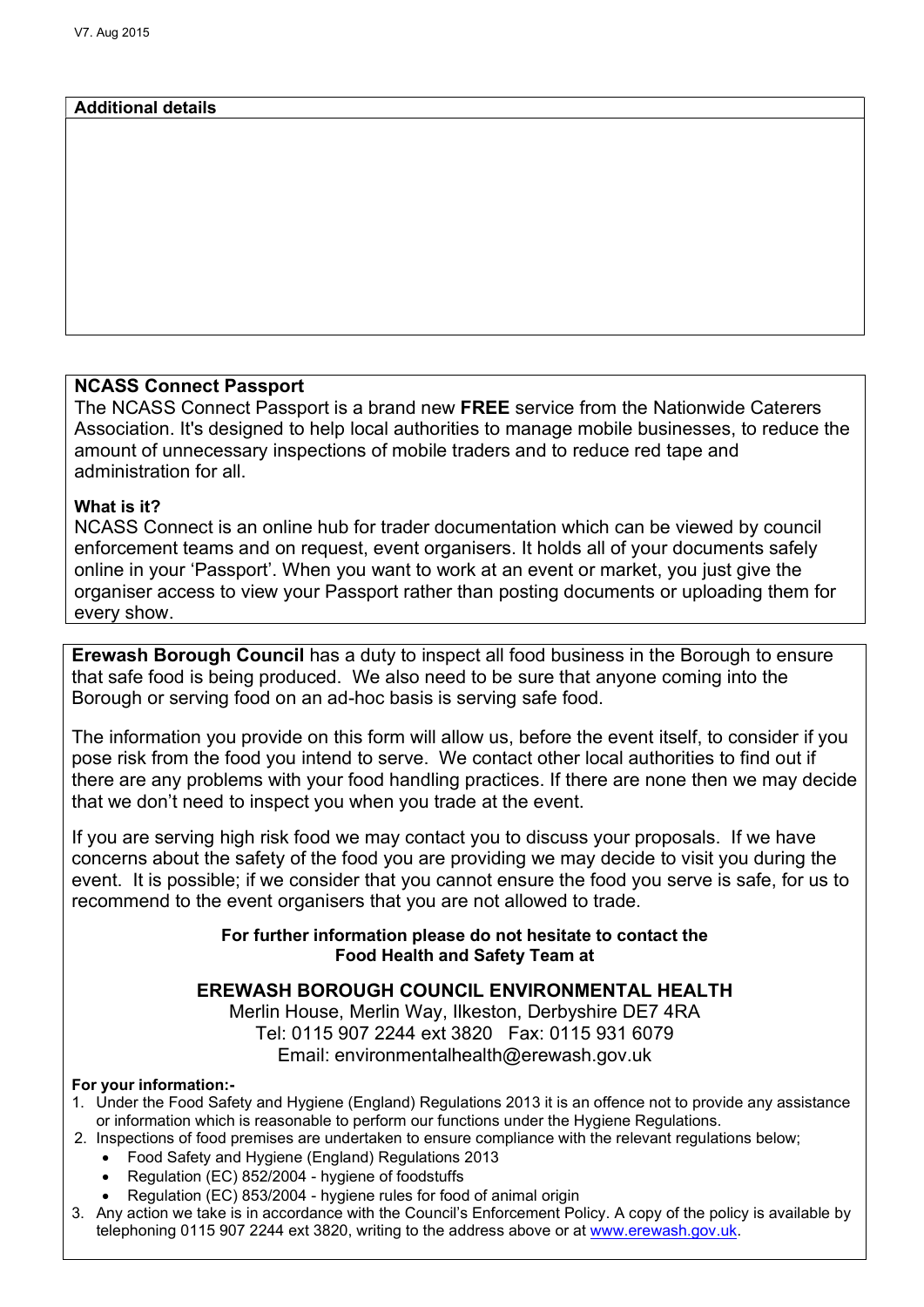**Additional details**

**NCASS Connect Passport**

The NCASS Connect Passport is a brand new **FREE** service from the Nationwide Caterers Association. It's designed to help local authorities to manage mobile businesses, to reduce the amount of unnecessary inspections of mobile traders and to reduce red tape and administration for all.

**What is it?**

NCASS Connect is an online hub for trader documentation which can be viewed by council enforcement teams and on request, event organisers. It holds all of your documents safely online in your 'Passport'. When you want to work at an event or market, you just give the organiser access to view your Passport rather than posting documents or uploading them for every show.

**Erewash Borough Council** has a duty to inspect all food business in the Borough to ensure that safe food is being produced. We also need to be sure that anyone coming into the Borough or serving food on an ad-hoc basis is serving safe food.

The information you provide on this form will allow us, before the event itself, to consider if you pose risk from the food you intend to serve. We contact other local authorities to find out if there are any problems with your food handling practices. If there are none then we may decide that we don't need to inspect you when you trade at the event.

If you are serving high risk food we may contact you to discuss your proposals. If we have concerns about the safety of the food you are providing we may decide to visit you during the event. It is possible; if we consider that you cannot ensure the food you serve is safe, for us to recommend to the event organisers that you are not allowed to trade.

**For further information please do not hesitate to contact the Food Health and Safety Team at**

**EREWASH BOROUGH COUNCIL ENVIRONMENTAL HEALTH**

Merlin House, Merlin Way, Ilkeston, Derbyshire DE7 4RA
Tel: 0115 907 2244 ext 3820 Fax: 0115 931 6079
Email: environmentalhealth@erewash.gov.uk

**For your information:-**

1. Under the Food Safety and Hygiene (England) Regulations 2013 it is an offence not to provide any assistance or information which is reasonable to perform our functions under the Hygiene Regulations.
2. Inspections of food premises are undertaken to ensure compliance with the relevant regulations below;
   - Food Safety and Hygiene (England) Regulations 2013
   - Regulation (EC) 852/2004 - hygiene of foodstuffs
   - Regulation (EC) 853/2004 - hygiene rules for food of animal origin
3. Any action we take is in accordance with the Council's Enforcement Policy. A copy of the policy is available by telephoning 0115 907 2244 ext 3820, writing to the address above or at www.erewash.gov.uk.